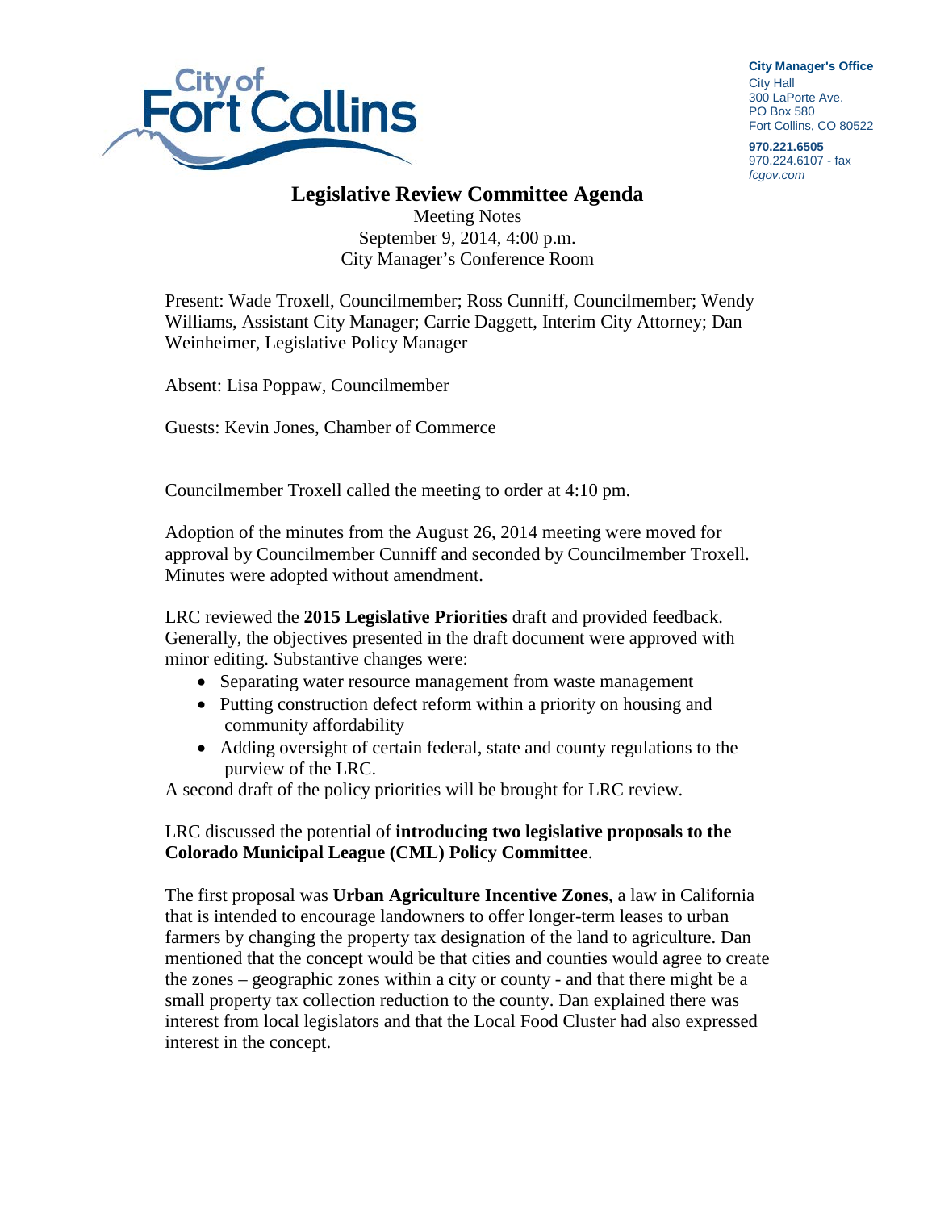City Manager's Office
City Hall
300 LaPorte Ave.
PO Box 580
Fort Collins, CO 80522

970.221.6505
970.224.6107 - fax
*fcgov.com*

# Legislative Review Committee Agenda

Meeting Notes
September 9, 2014, 4:00 p.m.
City Manager's Conference Room

Present: Wade Troxell, Councilmember; Ross Cunniff, Councilmember; Wendy Williams, Assistant City Manager; Carrie Daggett, Interim City Attorney; Dan Weinheimer, Legislative Policy Manager

Absent: Lisa Poppaw, Councilmember

Guests: Kevin Jones, Chamber of Commerce

Councilmember Troxell called the meeting to order at 4:10 pm.

Adoption of the minutes from the August 26, 2014 meeting were moved for approval by Councilmember Cunniff and seconded by Councilmember Troxell. Minutes were adopted without amendment.

LRC reviewed the **2015 Legislative Priorities** draft and provided feedback. Generally, the objectives presented in the draft document were approved with minor editing. Substantive changes were:

- Separating water resource management from waste management
- Putting construction defect reform within a priority on housing and community affordability
- Adding oversight of certain federal, state and county regulations to the purview of the LRC.

A second draft of the policy priorities will be brought for LRC review.

LRC discussed the potential of **introducing two legislative proposals to the Colorado Municipal League (CML) Policy Committee**.

The first proposal was **Urban Agriculture Incentive Zones**, a law in California that is intended to encourage landowners to offer longer-term leases to urban farmers by changing the property tax designation of the land to agriculture. Dan mentioned that the concept would be that cities and counties would agree to create the zones – geographic zones within a city or county - and that there might be a small property tax collection reduction to the county. Dan explained there was interest from local legislators and that the Local Food Cluster had also expressed interest in the concept.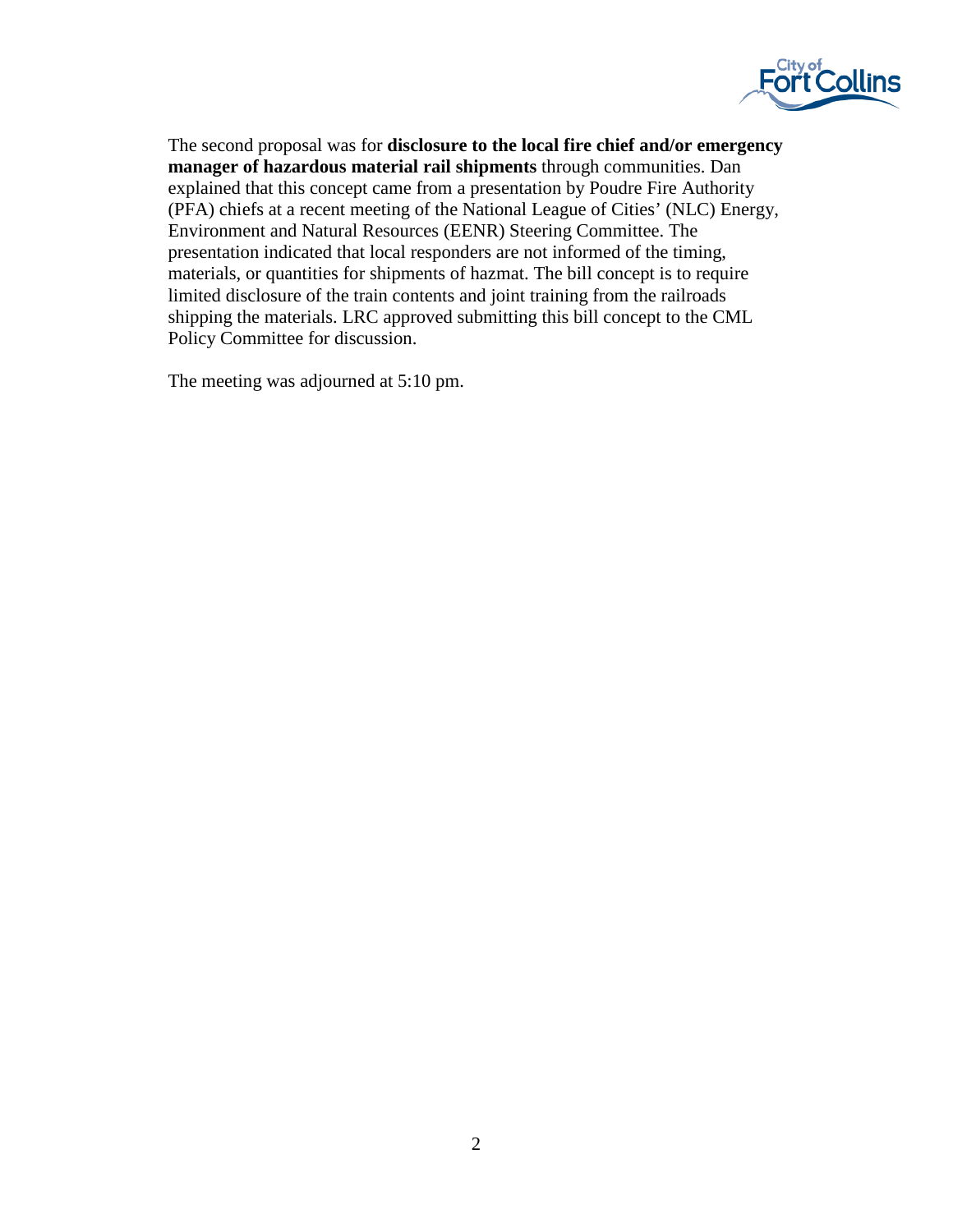The second proposal was for **disclosure to the local fire chief and/or emergency manager of hazardous material rail shipments** through communities. Dan explained that this concept came from a presentation by Poudre Fire Authority (PFA) chiefs at a recent meeting of the National League of Cities' (NLC) Energy, Environment and Natural Resources (EENR) Steering Committee. The presentation indicated that local responders are not informed of the timing, materials, or quantities for shipments of hazmat. The bill concept is to require limited disclosure of the train contents and joint training from the railroads shipping the materials. LRC approved submitting this bill concept to the CML Policy Committee for discussion.

The meeting was adjourned at 5:10 pm.